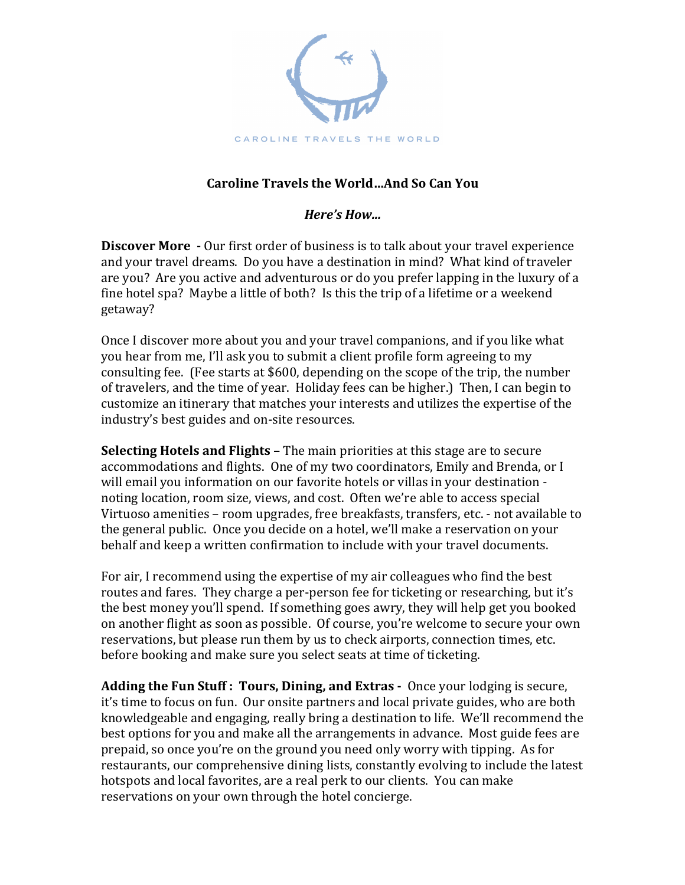CAROLINE TRAVELS THE WORLD

## Caroline Travels the World…And So Can You

### *Here's How…*

**Discover More -** Our first order of business is to talk about your travel experience and your travel dreams. Do you have a destination in mind? What kind of traveler are you? Are you active and adventurous or do you prefer lapping in the luxury of a fine hotel spa? Maybe a little of both? Is this the trip of a lifetime or a weekend getaway?

Once I discover more about you and your travel companions, and if you like what you hear from me, I'll ask you to submit a client profile form agreeing to my consulting fee. (Fee starts at $600, depending on the scope of the trip, the number of travelers, and the time of year. Holiday fees can be higher.) Then, I can begin to customize an itinerary that matches your interests and utilizes the expertise of the industry's best guides and on-site resources.

**Selecting Hotels and Flights –** The main priorities at this stage are to secure accommodations and flights. One of my two coordinators, Emily and Brenda, or I will email you information on our favorite hotels or villas in your destination - noting location, room size, views, and cost. Often we're able to access special Virtuoso amenities – room upgrades, free breakfasts, transfers, etc. - not available to the general public. Once you decide on a hotel, we'll make a reservation on your behalf and keep a written confirmation to include with your travel documents.

For air, I recommend using the expertise of my air colleagues who find the best routes and fares. They charge a per-person fee for ticketing or researching, but it's the best money you'll spend. If something goes awry, they will help get you booked on another flight as soon as possible. Of course, you're welcome to secure your own reservations, but please run them by us to check airports, connection times, etc. before booking and make sure you select seats at time of ticketing.

**Adding the Fun Stuff : Tours, Dining, and Extras -** Once your lodging is secure, it's time to focus on fun. Our onsite partners and local private guides, who are both knowledgeable and engaging, really bring a destination to life. We'll recommend the best options for you and make all the arrangements in advance. Most guide fees are prepaid, so once you're on the ground you need only worry with tipping. As for restaurants, our comprehensive dining lists, constantly evolving to include the latest hotspots and local favorites, are a real perk to our clients. You can make reservations on your own through the hotel concierge.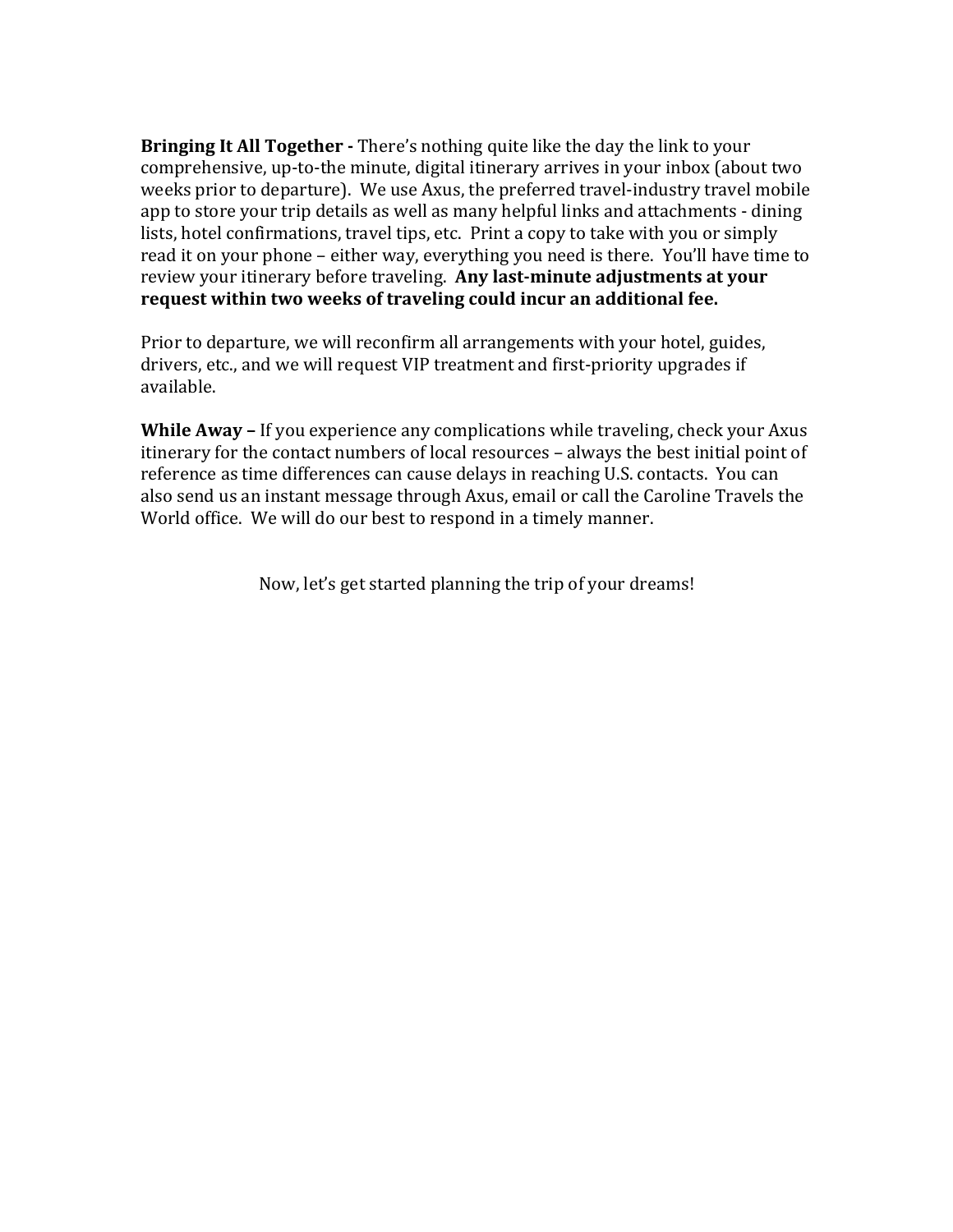**Bringing It All Together -** There's nothing quite like the day the link to your comprehensive, up-to-the minute, digital itinerary arrives in your inbox (about two weeks prior to departure). We use Axus, the preferred travel-industry travel mobile app to store your trip details as well as many helpful links and attachments - dining lists, hotel confirmations, travel tips, etc. Print a copy to take with you or simply read it on your phone – either way, everything you need is there. You'll have time to review your itinerary before traveling. **Any last-minute adjustments at your request within two weeks of traveling could incur an additional fee.**

Prior to departure, we will reconfirm all arrangements with your hotel, guides, drivers, etc., and we will request VIP treatment and first-priority upgrades if available.

**While Away –** If you experience any complications while traveling, check your Axus itinerary for the contact numbers of local resources – always the best initial point of reference as time differences can cause delays in reaching U.S. contacts. You can also send us an instant message through Axus, email or call the Caroline Travels the World office. We will do our best to respond in a timely manner.

Now, let's get started planning the trip of your dreams!